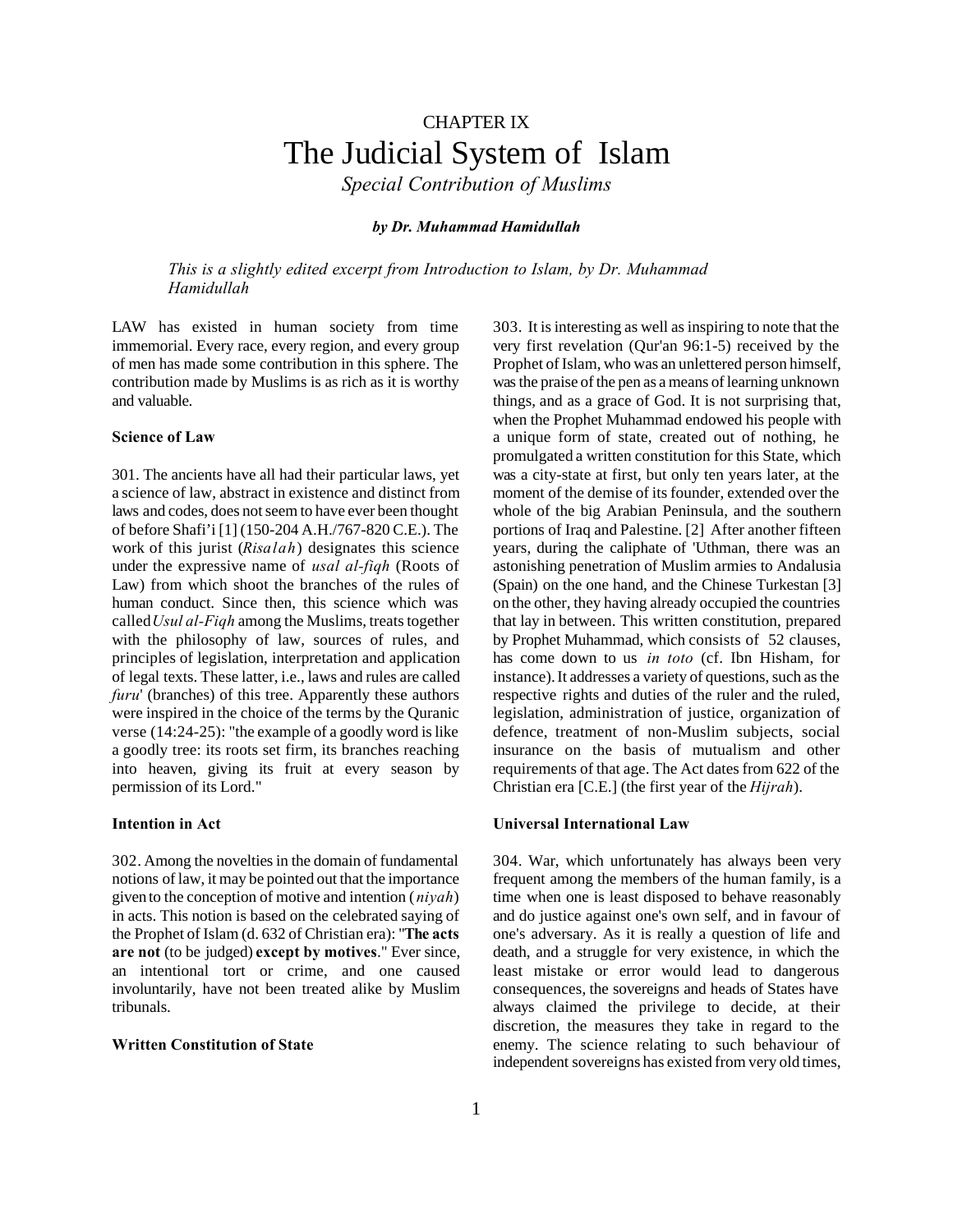# CHAPTER IX

# The Judicial System of Islam

*Special Contribution of Muslims*

***by Dr. Muhammad Hamidullah***

*This is a slightly edited excerpt from Introduction to Islam, by Dr. Muhammad Hamidullah*

LAW has existed in human society from time immemorial. Every race, every region, and every group of men has made some contribution in this sphere. The contribution made by Muslims is as rich as it is worthy and valuable.

### Science of Law

301. The ancients have all had their particular laws, yet a science of law, abstract in existence and distinct from laws and codes, does not seem to have ever been thought of before Shafi'i [1] (150-204 A.H./767-820 C.E.). The work of this jurist (*Risalah*) designates this science under the expressive name of *usal al-fiqh* (Roots of Law) from which shoot the branches of the rules of human conduct. Since then, this science which was called *Usul al-Fiqh* among the Muslims, treats together with the philosophy of law, sources of rules, and principles of legislation, interpretation and application of legal texts. These latter, i.e., laws and rules are called *furu*' (branches) of this tree. Apparently these authors were inspired in the choice of the terms by the Quranic verse (14:24-25): "the example of a goodly word is like a goodly tree: its roots set firm, its branches reaching into heaven, giving its fruit at every season by permission of its Lord."

### Intention in Act

302. Among the novelties in the domain of fundamental notions of law, it may be pointed out that the importance given to the conception of motive and intention (*niyah*) in acts. This notion is based on the celebrated saying of the Prophet of Islam (d. 632 of Christian era): "**The acts are not** (to be judged) **except by motives**." Ever since, an intentional tort or crime, and one caused involuntarily, have not been treated alike by Muslim tribunals.

### Written Constitution of State

303. It is interesting as well as inspiring to note that the very first revelation (Qur'an 96:1-5) received by the Prophet of Islam, who was an unlettered person himself, was the praise of the pen as a means of learning unknown things, and as a grace of God. It is not surprising that, when the Prophet Muhammad endowed his people with a unique form of state, created out of nothing, he promulgated a written constitution for this State, which was a city-state at first, but only ten years later, at the moment of the demise of its founder, extended over the whole of the big Arabian Peninsula, and the southern portions of Iraq and Palestine. [2] After another fifteen years, during the caliphate of 'Uthman, there was an astonishing penetration of Muslim armies to Andalusia (Spain) on the one hand, and the Chinese Turkestan [3] on the other, they having already occupied the countries that lay in between. This written constitution, prepared by Prophet Muhammad, which consists of 52 clauses, has come down to us *in toto* (cf. Ibn Hisham, for instance). It addresses a variety of questions, such as the respective rights and duties of the ruler and the ruled, legislation, administration of justice, organization of defence, treatment of non-Muslim subjects, social insurance on the basis of mutualism and other requirements of that age. The Act dates from 622 of the Christian era [C.E.] (the first year of the *Hijrah*).

### Universal International Law

304. War, which unfortunately has always been very frequent among the members of the human family, is a time when one is least disposed to behave reasonably and do justice against one's own self, and in favour of one's adversary. As it is really a question of life and death, and a struggle for very existence, in which the least mistake or error would lead to dangerous consequences, the sovereigns and heads of States have always claimed the privilege to decide, at their discretion, the measures they take in regard to the enemy. The science relating to such behaviour of independent sovereigns has existed from very old times,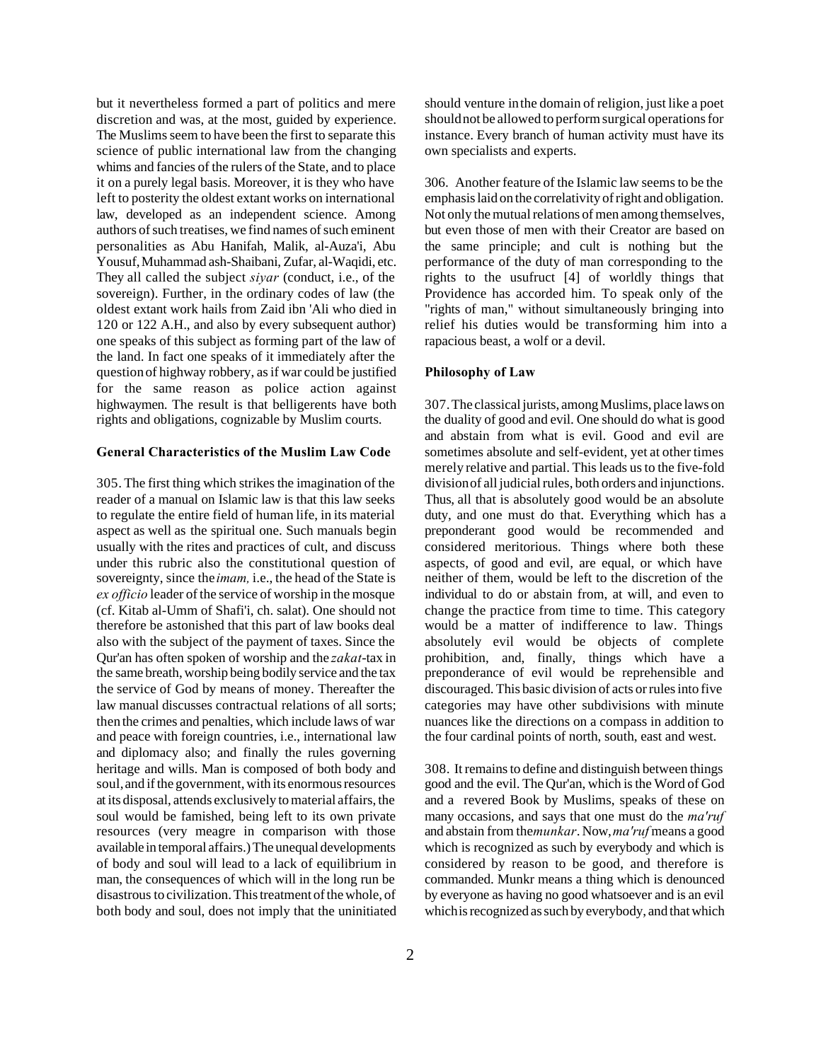but it nevertheless formed a part of politics and mere discretion and was, at the most, guided by experience. The Muslims seem to have been the first to separate this science of public international law from the changing whims and fancies of the rulers of the State, and to place it on a purely legal basis. Moreover, it is they who have left to posterity the oldest extant works on international law, developed as an independent science. Among authors of such treatises, we find names of such eminent personalities as Abu Hanifah, Malik, al-Auza'i, Abu Yousuf, Muhammad ash-Shaibani, Zufar, al-Waqidi, etc. They all called the subject *siyar* (conduct, i.e., of the sovereign). Further, in the ordinary codes of law (the oldest extant work hails from Zaid ibn 'Ali who died in 120 or 122 A.H., and also by every subsequent author) one speaks of this subject as forming part of the law of the land. In fact one speaks of it immediately after the question of highway robbery, as if war could be justified for the same reason as police action against highwaymen. The result is that belligerents have both rights and obligations, cognizable by Muslim courts.

### General Characteristics of the Muslim Law Code

305. The first thing which strikes the imagination of the reader of a manual on Islamic law is that this law seeks to regulate the entire field of human life, in its material aspect as well as the spiritual one. Such manuals begin usually with the rites and practices of cult, and discuss under this rubric also the constitutional question of sovereignty, since the *imam,* i.e., the head of the State is *ex officio* leader of the service of worship in the mosque (cf. Kitab al-Umm of Shafi'i, ch. salat). One should not therefore be astonished that this part of law books deal also with the subject of the payment of taxes. Since the Qur'an has often spoken of worship and the *zakat*-tax in the same breath, worship being bodily service and the tax the service of God by means of money. Thereafter the law manual discusses contractual relations of all sorts; then the crimes and penalties, which include laws of war and peace with foreign countries, i.e., international law and diplomacy also; and finally the rules governing heritage and wills. Man is composed of both body and soul, and if the government, with its enormous resources at its disposal, attends exclusively to material affairs, the soul would be famished, being left to its own private resources (very meagre in comparison with those available in temporal affairs.) The unequal developments of body and soul will lead to a lack of equilibrium in man, the consequences of which will in the long run be disastrous to civilization. This treatment of the whole, of both body and soul, does not imply that the uninitiated should venture in the domain of religion, just like a poet should not be allowed to perform surgical operations for instance. Every branch of human activity must have its own specialists and experts.

306. Another feature of the Islamic law seems to be the emphasis laid on the correlativity of right and obligation. Not only the mutual relations of men among themselves, but even those of men with their Creator are based on the same principle; and cult is nothing but the performance of the duty of man corresponding to the rights to the usufruct [4] of worldly things that Providence has accorded him. To speak only of the "rights of man," without simultaneously bringing into relief his duties would be transforming him into a rapacious beast, a wolf or a devil.

### Philosophy of Law

307. The classical jurists, among Muslims, place laws on the duality of good and evil. One should do what is good and abstain from what is evil. Good and evil are sometimes absolute and self-evident, yet at other times merely relative and partial. This leads us to the five-fold division of all judicial rules, both orders and injunctions. Thus, all that is absolutely good would be an absolute duty, and one must do that. Everything which has a preponderant good would be recommended and considered meritorious. Things where both these aspects, of good and evil, are equal, or which have neither of them, would be left to the discretion of the individual to do or abstain from, at will, and even to change the practice from time to time. This category would be a matter of indifference to law. Things absolutely evil would be objects of complete prohibition, and, finally, things which have a preponderance of evil would be reprehensible and discouraged. This basic division of acts or rules into five categories may have other subdivisions with minute nuances like the directions on a compass in addition to the four cardinal points of north, south, east and west.

308. It remains to define and distinguish between things good and the evil. The Qur'an, which is the Word of God and a revered Book by Muslims, speaks of these on many occasions, and says that one must do the *ma'ruf* and abstain from the *munkar*. Now, *ma'ruf* means a good which is recognized as such by everybody and which is considered by reason to be good, and therefore is commanded. Munkr means a thing which is denounced by everyone as having no good whatsoever and is an evil which is recognized as such by everybody, and that which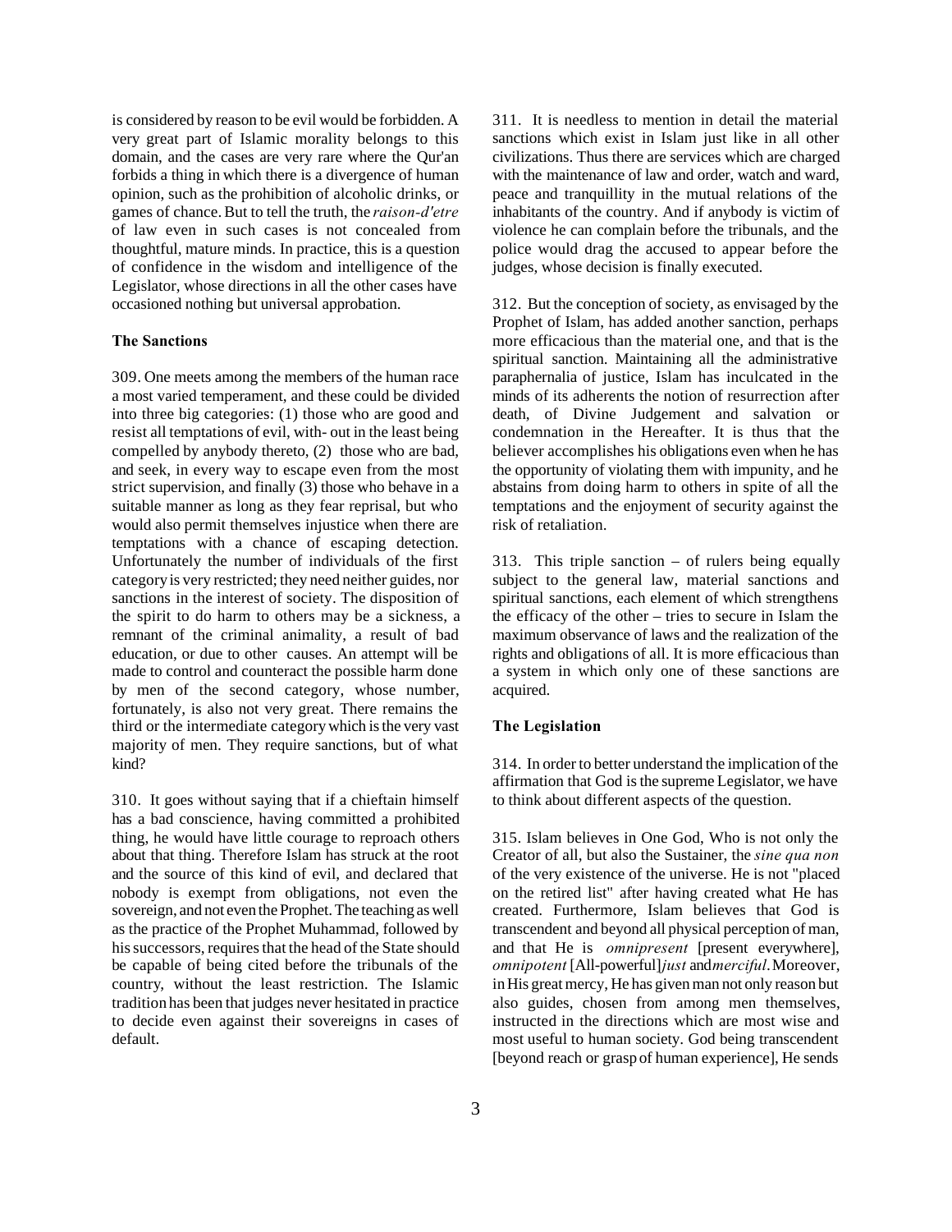is considered by reason to be evil would be forbidden. A very great part of Islamic morality belongs to this domain, and the cases are very rare where the Qur'an forbids a thing in which there is a divergence of human opinion, such as the prohibition of alcoholic drinks, or games of chance. But to tell the truth, the *raison-d'etre* of law even in such cases is not concealed from thoughtful, mature minds. In practice, this is a question of confidence in the wisdom and intelligence of the Legislator, whose directions in all the other cases have occasioned nothing but universal approbation.

### The Sanctions

309. One meets among the members of the human race a most varied temperament, and these could be divided into three big categories: (1) those who are good and resist all temptations of evil, with- out in the least being compelled by anybody thereto, (2) those who are bad, and seek, in every way to escape even from the most strict supervision, and finally (3) those who behave in a suitable manner as long as they fear reprisal, but who would also permit themselves injustice when there are temptations with a chance of escaping detection. Unfortunately the number of individuals of the first category is very restricted; they need neither guides, nor sanctions in the interest of society. The disposition of the spirit to do harm to others may be a sickness, a remnant of the criminal animality, a result of bad education, or due to other causes. An attempt will be made to control and counteract the possible harm done by men of the second category, whose number, fortunately, is also not very great. There remains the third or the intermediate category which is the very vast majority of men. They require sanctions, but of what kind?

310. It goes without saying that if a chieftain himself has a bad conscience, having committed a prohibited thing, he would have little courage to reproach others about that thing. Therefore Islam has struck at the root and the source of this kind of evil, and declared that nobody is exempt from obligations, not even the sovereign, and not even the Prophet. The teaching as well as the practice of the Prophet Muhammad, followed by his successors, requires that the head of the State should be capable of being cited before the tribunals of the country, without the least restriction. The Islamic tradition has been that judges never hesitated in practice to decide even against their sovereigns in cases of default.

311. It is needless to mention in detail the material sanctions which exist in Islam just like in all other civilizations. Thus there are services which are charged with the maintenance of law and order, watch and ward, peace and tranquillity in the mutual relations of the inhabitants of the country. And if anybody is victim of violence he can complain before the tribunals, and the police would drag the accused to appear before the judges, whose decision is finally executed.

312. But the conception of society, as envisaged by the Prophet of Islam, has added another sanction, perhaps more efficacious than the material one, and that is the spiritual sanction. Maintaining all the administrative paraphernalia of justice, Islam has inculcated in the minds of its adherents the notion of resurrection after death, of Divine Judgement and salvation or condemnation in the Hereafter. It is thus that the believer accomplishes his obligations even when he has the opportunity of violating them with impunity, and he abstains from doing harm to others in spite of all the temptations and the enjoyment of security against the risk of retaliation.

313. This triple sanction – of rulers being equally subject to the general law, material sanctions and spiritual sanctions, each element of which strengthens the efficacy of the other – tries to secure in Islam the maximum observance of laws and the realization of the rights and obligations of all. It is more efficacious than a system in which only one of these sanctions are acquired.

### The Legislation

314. In order to better understand the implication of the affirmation that God is the supreme Legislator, we have to think about different aspects of the question.

315. Islam believes in One God, Who is not only the Creator of all, but also the Sustainer, the *sine qua non* of the very existence of the universe. He is not "placed on the retired list" after having created what He has created. Furthermore, Islam believes that God is transcendent and beyond all physical perception of man, and that He is *omnipresent* [present everywhere], *omnipotent* [All-powerful] *just* and *merciful*. Moreover, in His great mercy, He has given man not only reason but also guides, chosen from among men themselves, instructed in the directions which are most wise and most useful to human society. God being transcendent [beyond reach or grasp of human experience], He sends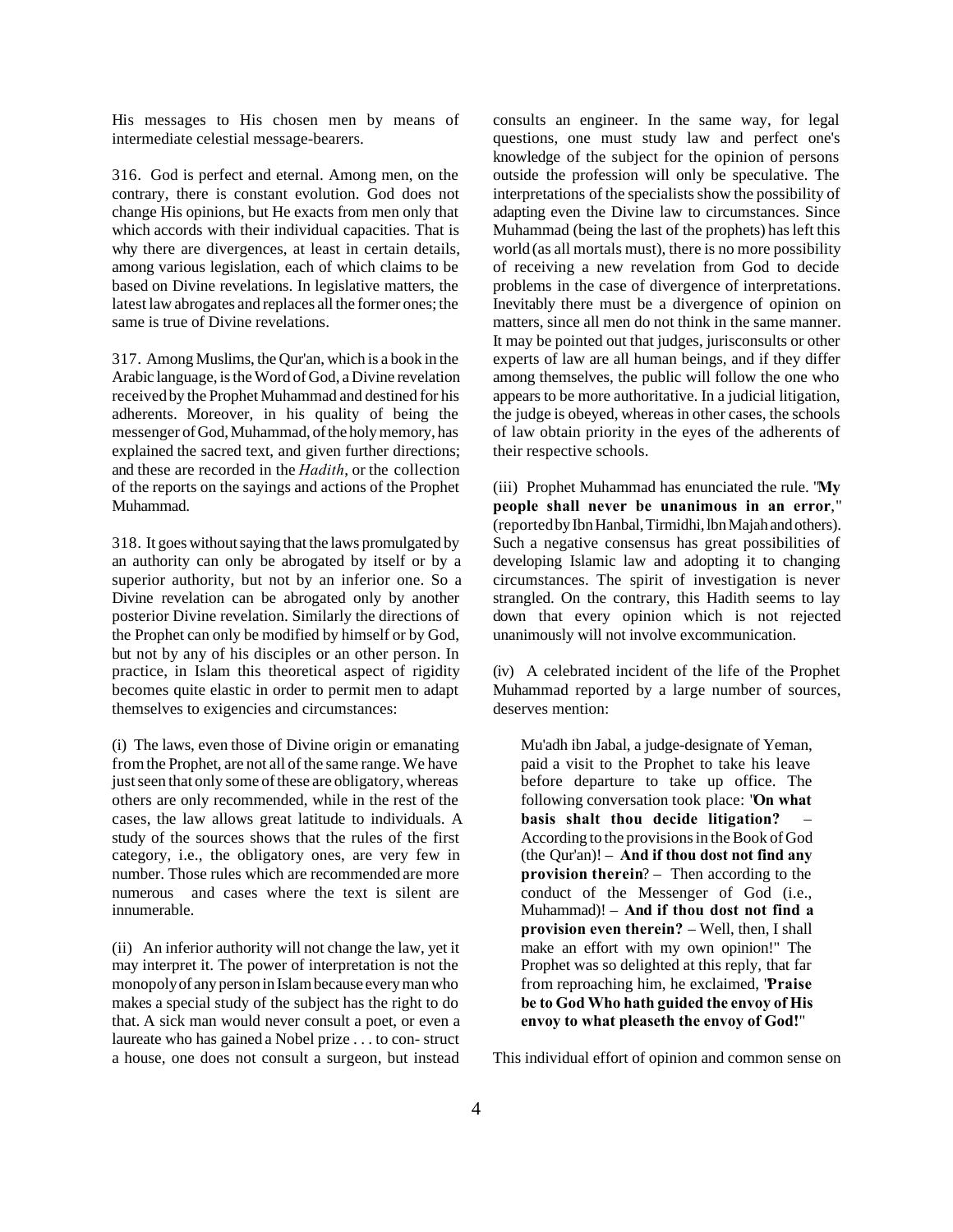His messages to His chosen men by means of intermediate celestial message-bearers.

316. God is perfect and eternal. Among men, on the contrary, there is constant evolution. God does not change His opinions, but He exacts from men only that which accords with their individual capacities. That is why there are divergences, at least in certain details, among various legislation, each of which claims to be based on Divine revelations. In legislative matters, the latest law abrogates and replaces all the former ones; the same is true of Divine revelations.

317. Among Muslims, the Qur'an, which is a book in the Arabic language, is the Word of God, a Divine revelation received by the Prophet Muhammad and destined for his adherents. Moreover, in his quality of being the messenger of God, Muhammad, of the holy memory, has explained the sacred text, and given further directions; and these are recorded in the *Hadith*, or the collection of the reports on the sayings and actions of the Prophet Muhammad.

318. It goes without saying that the laws promulgated by an authority can only be abrogated by itself or by a superior authority, but not by an inferior one. So a Divine revelation can be abrogated only by another posterior Divine revelation. Similarly the directions of the Prophet can only be modified by himself or by God, but not by any of his disciples or an other person. In practice, in Islam this theoretical aspect of rigidity becomes quite elastic in order to permit men to adapt themselves to exigencies and circumstances:

(i) The laws, even those of Divine origin or emanating from the Prophet, are not all of the same range. We have just seen that only some of these are obligatory, whereas others are only recommended, while in the rest of the cases, the law allows great latitude to individuals. A study of the sources shows that the rules of the first category, i.e., the obligatory ones, are very few in number. Those rules which are recommended are more numerous and cases where the text is silent are innumerable.

(ii) An inferior authority will not change the law, yet it may interpret it. The power of interpretation is not the monopoly of any person in Islam because every man who makes a special study of the subject has the right to do that. A sick man would never consult a poet, or even a laureate who has gained a Nobel prize . . . to con- struct a house, one does not consult a surgeon, but instead consults an engineer. In the same way, for legal questions, one must study law and perfect one's knowledge of the subject for the opinion of persons outside the profession will only be speculative. The interpretations of the specialists show the possibility of adapting even the Divine law to circumstances. Since Muhammad (being the last of the prophets) has left this world (as all mortals must), there is no more possibility of receiving a new revelation from God to decide problems in the case of divergence of interpretations. Inevitably there must be a divergence of opinion on matters, since all men do not think in the same manner. It may be pointed out that judges, jurisconsults or other experts of law are all human beings, and if they differ among themselves, the public will follow the one who appears to be more authoritative. In a judicial litigation, the judge is obeyed, whereas in other cases, the schools of law obtain priority in the eyes of the adherents of their respective schools.

(iii) Prophet Muhammad has enunciated the rule. "**My people shall never be unanimous in an error**," (reported by Ibn Hanbal, Tirmidhi, Ibn Majah and others). Such a negative consensus has great possibilities of developing Islamic law and adopting it to changing circumstances. The spirit of investigation is never strangled. On the contrary, this Hadith seems to lay down that every opinion which is not rejected unanimously will not involve excommunication.

(iv) A celebrated incident of the life of the Prophet Muhammad reported by a large number of sources, deserves mention:

> Mu'adh ibn Jabal, a judge-designate of Yeman, paid a visit to the Prophet to take his leave before departure to take up office. The following conversation took place: "**On what basis shalt thou decide litigation?** – According to the provisions in the Book of God (the Qur'an)! – **And if thou dost not find any provision therein**? – Then according to the conduct of the Messenger of God (i.e., Muhammad)! – **And if thou dost not find a provision even therein?** – Well, then, I shall make an effort with my own opinion!" The Prophet was so delighted at this reply, that far from reproaching him, he exclaimed, "**Praise be to God Who hath guided the envoy of His envoy to what pleaseth the envoy of God!**"

This individual effort of opinion and common sense on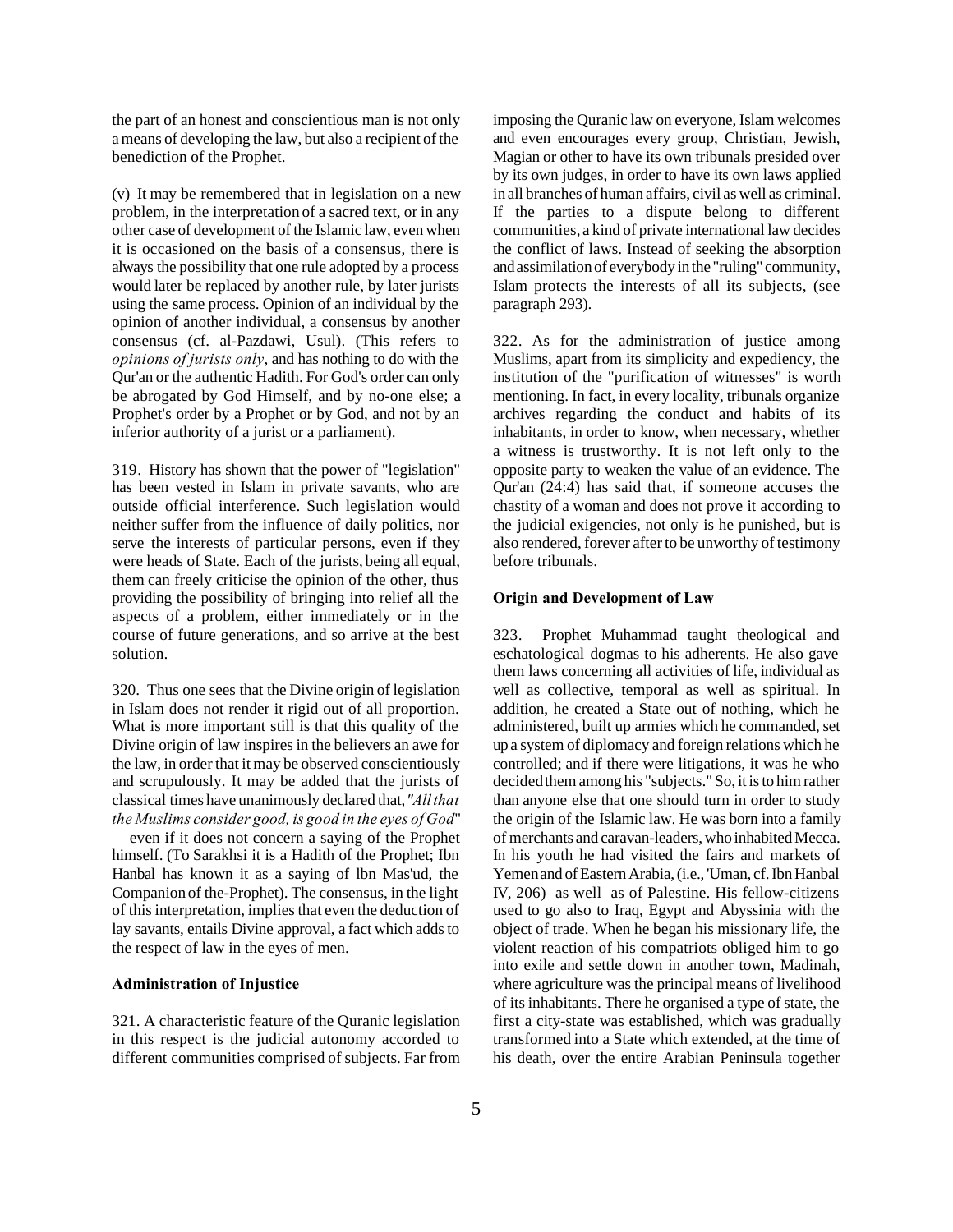the part of an honest and conscientious man is not only a means of developing the law, but also a recipient of the benediction of the Prophet.

(v) It may be remembered that in legislation on a new problem, in the interpretation of a sacred text, or in any other case of development of the Islamic law, even when it is occasioned on the basis of a consensus, there is always the possibility that one rule adopted by a process would later be replaced by another rule, by later jurists using the same process. Opinion of an individual by the opinion of another individual, a consensus by another consensus (cf. al-Pazdawi, Usul). (This refers to *opinions of jurists only*, and has nothing to do with the Qur'an or the authentic Hadith. For God's order can only be abrogated by God Himself, and by no-one else; a Prophet's order by a Prophet or by God, and not by an inferior authority of a jurist or a parliament).

319. History has shown that the power of "legislation" has been vested in Islam in private savants, who are outside official interference. Such legislation would neither suffer from the influence of daily politics, nor serve the interests of particular persons, even if they were heads of State. Each of the jurists, being all equal, them can freely criticise the opinion of the other, thus providing the possibility of bringing into relief all the aspects of a problem, either immediately or in the course of future generations, and so arrive at the best solution.

320. Thus one sees that the Divine origin of legislation in Islam does not render it rigid out of all proportion. What is more important still is that this quality of the Divine origin of law inspires in the believers an awe for the law, in order that it may be observed conscientiously and scrupulously. It may be added that the jurists of classical times have unanimously declared that, *"All that the Muslims consider good, is good in the eyes of God"* – even if it does not concern a saying of the Prophet himself. (To Sarakhsi it is a Hadith of the Prophet; Ibn Hanbal has known it as a saying of lbn Mas'ud, the Companion of the-Prophet). The consensus, in the light of this interpretation, implies that even the deduction of lay savants, entails Divine approval, a fact which adds to the respect of law in the eyes of men.

### Administration of Injustice

321. A characteristic feature of the Quranic legislation in this respect is the judicial autonomy accorded to different communities comprised of subjects. Far from imposing the Quranic law on everyone, Islam welcomes and even encourages every group, Christian, Jewish, Magian or other to have its own tribunals presided over by its own judges, in order to have its own laws applied in all branches of human affairs, civil as well as criminal. If the parties to a dispute belong to different communities, a kind of private international law decides the conflict of laws. Instead of seeking the absorption and assimilation of everybody in the "ruling" community, Islam protects the interests of all its subjects, (see paragraph 293).

322. As for the administration of justice among Muslims, apart from its simplicity and expediency, the institution of the "purification of witnesses" is worth mentioning. In fact, in every locality, tribunals organize archives regarding the conduct and habits of its inhabitants, in order to know, when necessary, whether a witness is trustworthy. It is not left only to the opposite party to weaken the value of an evidence. The Qur'an (24:4) has said that, if someone accuses the chastity of a woman and does not prove it according to the judicial exigencies, not only is he punished, but is also rendered, forever after to be unworthy of testimony before tribunals.

### Origin and Development of Law

323. Prophet Muhammad taught theological and eschatological dogmas to his adherents. He also gave them laws concerning all activities of life, individual as well as collective, temporal as well as spiritual. In addition, he created a State out of nothing, which he administered, built up armies which he commanded, set up a system of diplomacy and foreign relations which he controlled; and if there were litigations, it was he who decided them among his "subjects." So, it is to him rather than anyone else that one should turn in order to study the origin of the Islamic law. He was born into a family of merchants and caravan-leaders, who inhabited Mecca. In his youth he had visited the fairs and markets of Yemen and of Eastern Arabia, (i.e., 'Uman, cf. Ibn Hanbal IV, 206) as well as of Palestine. His fellow-citizens used to go also to Iraq, Egypt and Abyssinia with the object of trade. When he began his missionary life, the violent reaction of his compatriots obliged him to go into exile and settle down in another town, Madinah, where agriculture was the principal means of livelihood of its inhabitants. There he organised a type of state, the first a city-state was established, which was gradually transformed into a State which extended, at the time of his death, over the entire Arabian Peninsula together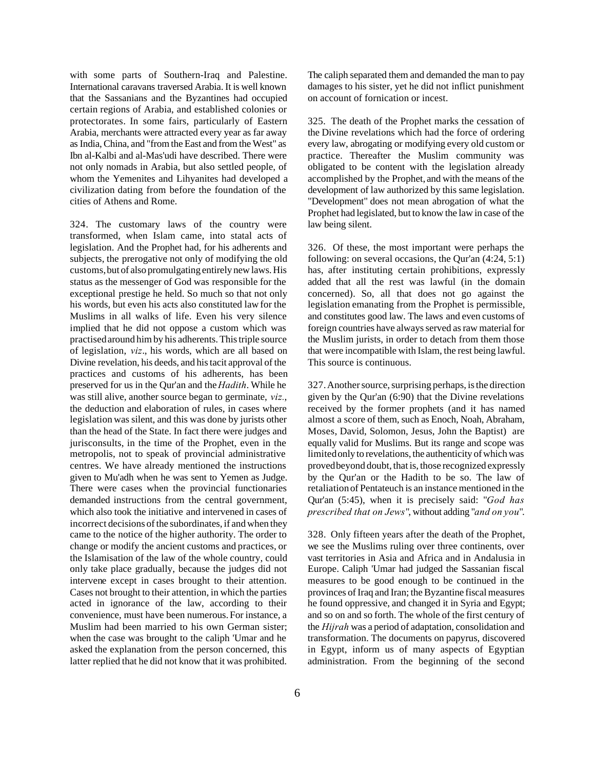with some parts of Southern-Iraq and Palestine. International caravans traversed Arabia. It is well known that the Sassanians and the Byzantines had occupied certain regions of Arabia, and established colonies or protectorates. In some fairs, particularly of Eastern Arabia, merchants were attracted every year as far away as India, China, and "from the East and from the West" as Ibn al-Kalbi and al-Mas'udi have described. There were not only nomads in Arabia, but also settled people, of whom the Yemenites and Lihyanites had developed a civilization dating from before the foundation of the cities of Athens and Rome.

324. The customary laws of the country were transformed, when Islam came, into statal acts of legislation. And the Prophet had, for his adherents and subjects, the prerogative not only of modifying the old customs, but of also promulgating entirely new laws. His status as the messenger of God was responsible for the exceptional prestige he held. So much so that not only his words, but even his acts also constituted law for the Muslims in all walks of life. Even his very silence implied that he did not oppose a custom which was practised around him by his adherents. This triple source of legislation, *viz*., his words, which are all based on Divine revelation, his deeds, and his tacit approval of the practices and customs of his adherents, has been preserved for us in the Qur'an and the *Hadith*. While he was still alive, another source began to germinate, *viz.*, the deduction and elaboration of rules, in cases where legislation was silent, and this was done by jurists other than the head of the State. In fact there were judges and jurisconsults, in the time of the Prophet, even in the metropolis, not to speak of provincial administrative centres. We have already mentioned the instructions given to Mu'adh when he was sent to Yemen as Judge. There were cases when the provincial functionaries demanded instructions from the central government, which also took the initiative and intervened in cases of incorrect decisions of the subordinates, if and when they came to the notice of the higher authority. The order to change or modify the ancient customs and practices, or the Islamisation of the law of the whole country, could only take place gradually, because the judges did not intervene except in cases brought to their attention. Cases not brought to their attention, in which the parties acted in ignorance of the law, according to their convenience, must have been numerous. For instance, a Muslim had been married to his own German sister; when the case was brought to the caliph 'Umar and he asked the explanation from the person concerned, this latter replied that he did not know that it was prohibited. The caliph separated them and demanded the man to pay damages to his sister, yet he did not inflict punishment on account of fornication or incest.

325. The death of the Prophet marks the cessation of the Divine revelations which had the force of ordering every law, abrogating or modifying every old custom or practice. Thereafter the Muslim community was obligated to be content with the legislation already accomplished by the Prophet, and with the means of the development of law authorized by this same legislation. "Development" does not mean abrogation of what the Prophet had legislated, but to know the law in case of the law being silent.

326. Of these, the most important were perhaps the following: on several occasions, the Qur'an (4:24, 5:1) has, after instituting certain prohibitions, expressly added that all the rest was lawful (in the domain concerned). So, all that does not go against the legislation emanating from the Prophet is permissible, and constitutes good law. The laws and even customs of foreign countries have always served as raw material for the Muslim jurists, in order to detach from them those that were incompatible with Islam, the rest being lawful. This source is continuous.

327. Another source, surprising perhaps, is the direction given by the Qur'an (6:90) that the Divine revelations received by the former prophets (and it has named almost a score of them, such as Enoch, Noah, Abraham, Moses, David, Solomon, Jesus, John the Baptist) are equally valid for Muslims. But its range and scope was limited only to revelations, the authenticity of which was proved beyond doubt, that is, those recognized expressly by the Qur'an or the Hadith to be so. The law of retaliation of Pentateuch is an instance mentioned in the Qur'an (5:45), when it is precisely said: "*God has prescribed that on Jews*", without adding "*and on you*".

328. Only fifteen years after the death of the Prophet, we see the Muslims ruling over three continents, over vast territories in Asia and Africa and in Andalusia in Europe. Caliph 'Umar had judged the Sassanian fiscal measures to be good enough to be continued in the provinces of Iraq and Iran; the Byzantine fiscal measures he found oppressive, and changed it in Syria and Egypt; and so on and so forth. The whole of the first century of the *Hijrah* was a period of adaptation, consolidation and transformation. The documents on papyrus, discovered in Egypt, inform us of many aspects of Egyptian administration. From the beginning of the second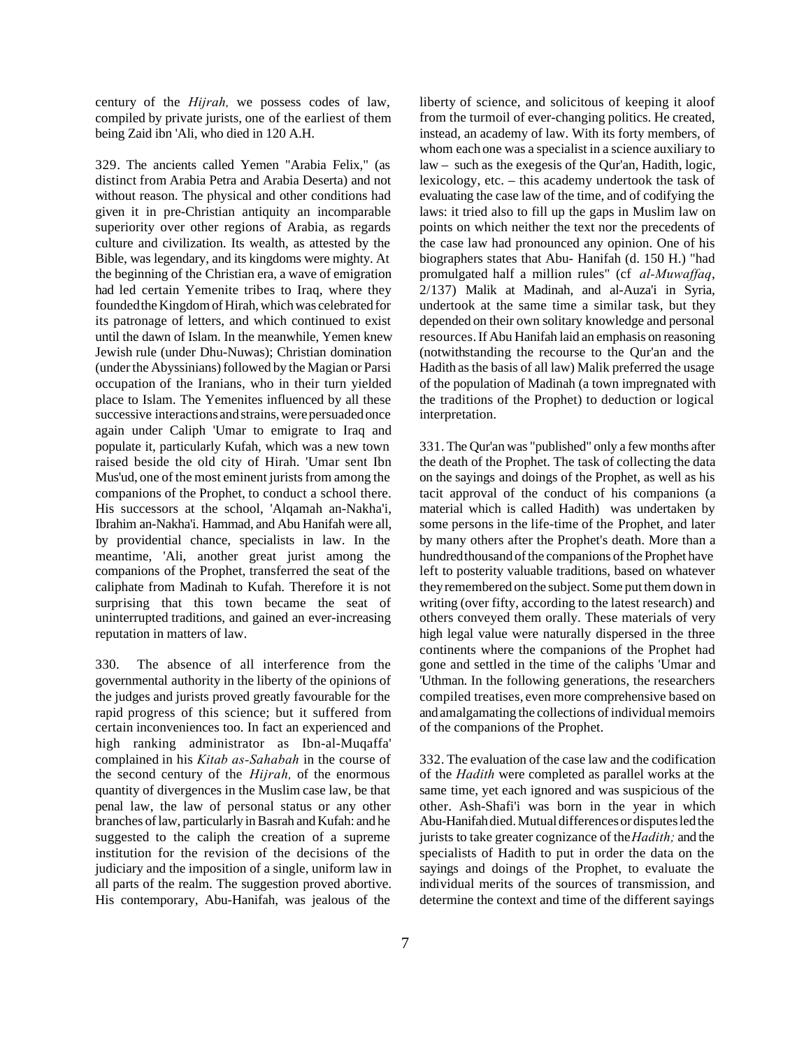century of the *Hijrah,* we possess codes of law, compiled by private jurists, one of the earliest of them being Zaid ibn 'Ali, who died in 120 A.H.

329. The ancients called Yemen "Arabia Felix," (as distinct from Arabia Petra and Arabia Deserta) and not without reason. The physical and other conditions had given it in pre-Christian antiquity an incomparable superiority over other regions of Arabia, as regards culture and civilization. Its wealth, as attested by the Bible, was legendary, and its kingdoms were mighty. At the beginning of the Christian era, a wave of emigration had led certain Yemenite tribes to Iraq, where they founded the Kingdom of Hirah, which was celebrated for its patronage of letters, and which continued to exist until the dawn of Islam. In the meanwhile, Yemen knew Jewish rule (under Dhu-Nuwas); Christian domination (under the Abyssinians) followed by the Magian or Parsi occupation of the Iranians, who in their turn yielded place to Islam. The Yemenites influenced by all these successive interactions and strains, were persuaded once again under Caliph 'Umar to emigrate to Iraq and populate it, particularly Kufah, which was a new town raised beside the old city of Hirah. 'Umar sent Ibn Mus'ud, one of the most eminent jurists from among the companions of the Prophet, to conduct a school there. His successors at the school, 'Alqamah an-Nakha'i, Ibrahim an-Nakha'i. Hammad, and Abu Hanifah were all, by providential chance, specialists in law. In the meantime, 'Ali, another great jurist among the companions of the Prophet, transferred the seat of the caliphate from Madinah to Kufah. Therefore it is not surprising that this town became the seat of uninterrupted traditions, and gained an ever-increasing reputation in matters of law.

330. The absence of all interference from the governmental authority in the liberty of the opinions of the judges and jurists proved greatly favourable for the rapid progress of this science; but it suffered from certain inconveniences too. In fact an experienced and high ranking administrator as Ibn-al-Muqaffa' complained in his *Kitab as-Sahabah* in the course of the second century of the *Hijrah,* of the enormous quantity of divergences in the Muslim case law, be that penal law, the law of personal status or any other branches of law, particularly in Basrah and Kufah: and he suggested to the caliph the creation of a supreme institution for the revision of the decisions of the judiciary and the imposition of a single, uniform law in all parts of the realm. The suggestion proved abortive. His contemporary, Abu-Hanifah, was jealous of the liberty of science, and solicitous of keeping it aloof from the turmoil of ever-changing politics. He created, instead, an academy of law. With its forty members, of whom each one was a specialist in a science auxiliary to law – such as the exegesis of the Qur'an, Hadith, logic, lexicology, etc. – this academy undertook the task of evaluating the case law of the time, and of codifying the laws: it tried also to fill up the gaps in Muslim law on points on which neither the text nor the precedents of the case law had pronounced any opinion. One of his biographers states that Abu- Hanifah (d. 150 H.) "had promulgated half a million rules" (cf *al-Muwaffaq*, 2/137) Malik at Madinah, and al-Auza'i in Syria, undertook at the same time a similar task, but they depended on their own solitary knowledge and personal resources. If Abu Hanifah laid an emphasis on reasoning (notwithstanding the recourse to the Qur'an and the Hadith as the basis of all law) Malik preferred the usage of the population of Madinah (a town impregnated with the traditions of the Prophet) to deduction or logical interpretation.

331. The Qur'an was "published" only a few months after the death of the Prophet. The task of collecting the data on the sayings and doings of the Prophet, as well as his tacit approval of the conduct of his companions (a material which is called Hadith) was undertaken by some persons in the life-time of the Prophet, and later by many others after the Prophet's death. More than a hundred thousand of the companions of the Prophet have left to posterity valuable traditions, based on whatever they remembered on the subject. Some put them down in writing (over fifty, according to the latest research) and others conveyed them orally. These materials of very high legal value were naturally dispersed in the three continents where the companions of the Prophet had gone and settled in the time of the caliphs 'Umar and 'Uthman. In the following generations, the researchers compiled treatises, even more comprehensive based on and amalgamating the collections of individual memoirs of the companions of the Prophet.

332. The evaluation of the case law and the codification of the *Hadith* were completed as parallel works at the same time, yet each ignored and was suspicious of the other. Ash-Shafi'i was born in the year in which Abu-Hanifah died. Mutual differences or disputes led the jurists to take greater cognizance of the *Hadith;* and the specialists of Hadith to put in order the data on the sayings and doings of the Prophet, to evaluate the individual merits of the sources of transmission, and determine the context and time of the different sayings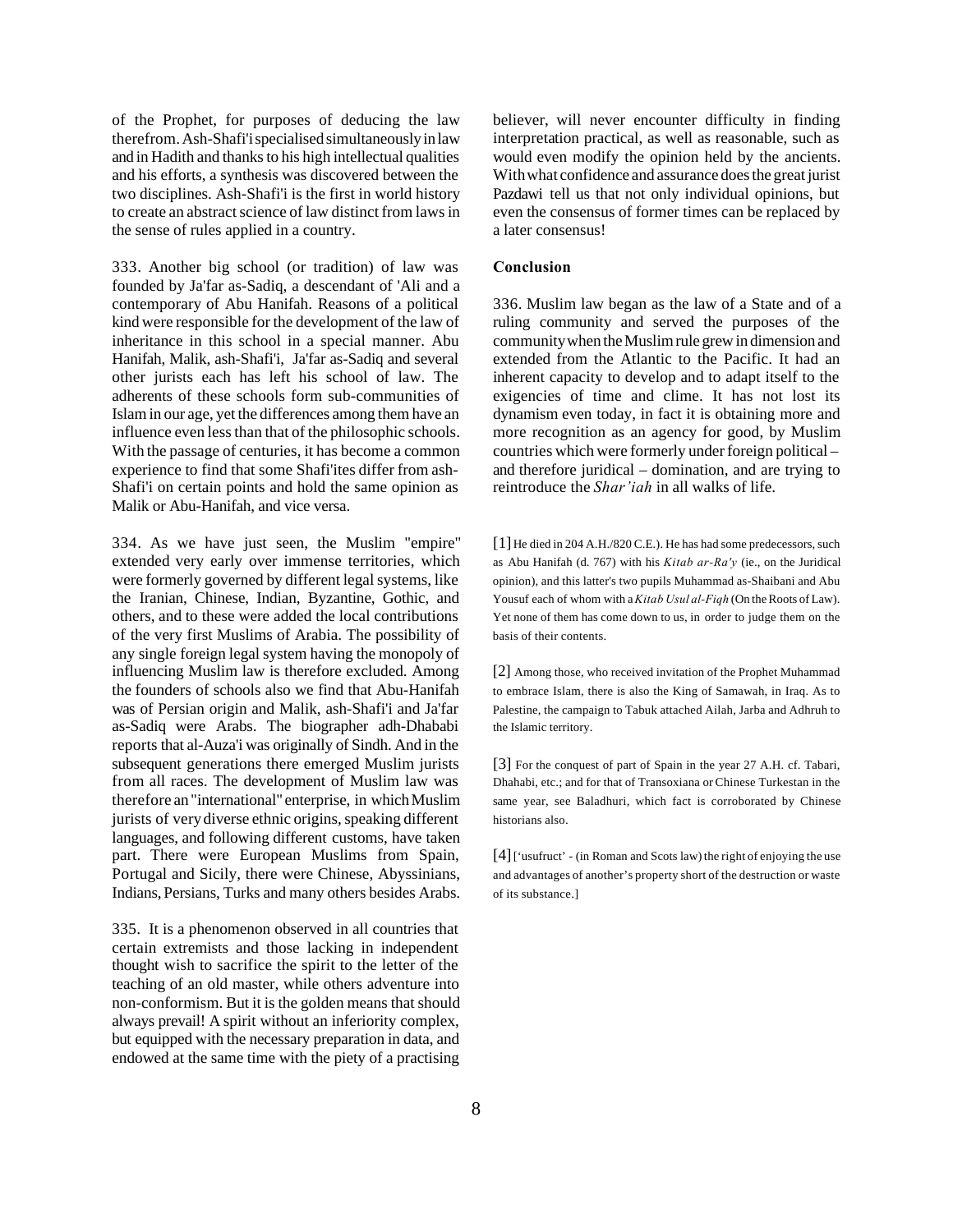of the Prophet, for purposes of deducing the law therefrom. Ash-Shafi'i specialised simultaneously in law and in Hadith and thanks to his high intellectual qualities and his efforts, a synthesis was discovered between the two disciplines. Ash-Shafi'i is the first in world history to create an abstract science of law distinct from laws in the sense of rules applied in a country.

333. Another big school (or tradition) of law was founded by Ja'far as-Sadiq, a descendant of 'Ali and a contemporary of Abu Hanifah. Reasons of a political kind were responsible for the development of the law of inheritance in this school in a special manner. Abu Hanifah, Malik, ash-Shafi'i, Ja'far as-Sadiq and several other jurists each has left his school of law. The adherents of these schools form sub-communities of Islam in our age, yet the differences among them have an influence even less than that of the philosophic schools. With the passage of centuries, it has become a common experience to find that some Shafi'ites differ from ash-Shafi'i on certain points and hold the same opinion as Malik or Abu-Hanifah, and vice versa.

334. As we have just seen, the Muslim "empire" extended very early over immense territories, which were formerly governed by different legal systems, like the Iranian, Chinese, Indian, Byzantine, Gothic, and others, and to these were added the local contributions of the very first Muslims of Arabia. The possibility of any single foreign legal system having the monopoly of influencing Muslim law is therefore excluded. Among the founders of schools also we find that Abu-Hanifah was of Persian origin and Malik, ash-Shafi'i and Ja'far as-Sadiq were Arabs. The biographer adh-Dhababi reports that al-Auza'i was originally of Sindh. And in the subsequent generations there emerged Muslim jurists from all races. The development of Muslim law was therefore an "international" enterprise, in which Muslim jurists of very diverse ethnic origins, speaking different languages, and following different customs, have taken part. There were European Muslims from Spain, Portugal and Sicily, there were Chinese, Abyssinians, Indians, Persians, Turks and many others besides Arabs.

335. It is a phenomenon observed in all countries that certain extremists and those lacking in independent thought wish to sacrifice the spirit to the letter of the teaching of an old master, while others adventure into non-conformism. But it is the golden means that should always prevail! A spirit without an inferiority complex, but equipped with the necessary preparation in data, and endowed at the same time with the piety of a practising believer, will never encounter difficulty in finding interpretation practical, as well as reasonable, such as would even modify the opinion held by the ancients. With what confidence and assurance does the great jurist Pazdawi tell us that not only individual opinions, but even the consensus of former times can be replaced by a later consensus!

**Conclusion**

336. Muslim law began as the law of a State and of a ruling community and served the purposes of the community when the Muslim rule grew in dimension and extended from the Atlantic to the Pacific. It had an inherent capacity to develop and to adapt itself to the exigencies of time and clime. It has not lost its dynamism even today, in fact it is obtaining more and more recognition as an agency for good, by Muslim countries which were formerly under foreign political – and therefore juridical – domination, and are trying to reintroduce the *Shar'iah* in all walks of life.

[1] He died in 204 A.H./820 C.E.). He has had some predecessors, such as Abu Hanifah (d. 767) with his *Kitab ar-Ra'y* (ie., on the Juridical opinion), and this latter's two pupils Muhammad as-Shaibani and Abu Yousuf each of whom with a *Kitab Usul al-Fiqh* (On the Roots of Law). Yet none of them has come down to us, in order to judge them on the basis of their contents.

[2] Among those, who received invitation of the Prophet Muhammad to embrace Islam, there is also the King of Samawah, in Iraq. As to Palestine, the campaign to Tabuk attached Ailah, Jarba and Adhruh to the Islamic territory.

[3] For the conquest of part of Spain in the year 27 A.H. cf. Tabari, Dhahabi, etc.; and for that of Transoxiana or Chinese Turkestan in the same year, see Baladhuri, which fact is corroborated by Chinese historians also.

[4] ['usufruct' - (in Roman and Scots law) the right of enjoying the use and advantages of another's property short of the destruction or waste of its substance.]